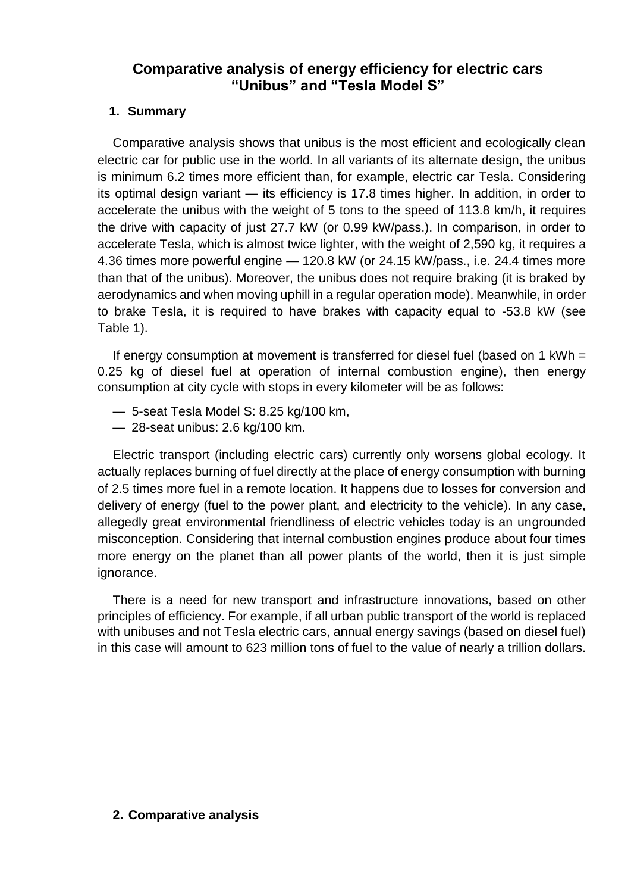# Comparative analysis of energy efficiency for electric cars "Unibus" and "Tesla Model S"

## 1. Summary

Comparative analysis shows that unibus is the most efficient and ecologically clean electric car for public use in the world. In all variants of its alternate design, the unibus is minimum 6.2 times more efficient than, for example, electric car Tesla. Considering its optimal design variant — its efficiency is 17.8 times higher. In addition, in order to accelerate the unibus with the weight of 5 tons to the speed of 113.8 km/h, it requires the drive with capacity of just 27.7 kW (or 0.99 kW/pass.). In comparison, in order to accelerate Tesla, which is almost twice lighter, with the weight of 2,590 kg, it requires a 4.36 times more powerful engine — 120.8 kW (or 24.15 kW/pass., i.e. 24.4 times more than that of the unibus). Moreover, the unibus does not require braking (it is braked by aerodynamics and when moving uphill in a regular operation mode). Meanwhile, in order to brake Tesla, it is required to have brakes with capacity equal to -53.8 kW (see Table 1).

If energy consumption at movement is transferred for diesel fuel (based on 1 kWh = 0.25 kg of diesel fuel at operation of internal combustion engine), then energy consumption at city cycle with stops in every kilometer will be as follows:

- 5-seat Tesla Model S: 8.25 kg/100 km,
- 28-seat unibus: 2.6 kg/100 km.

Electric transport (including electric cars) currently only worsens global ecology. It actually replaces burning of fuel directly at the place of energy consumption with burning of 2.5 times more fuel in a remote location. It happens due to losses for conversion and delivery of energy (fuel to the power plant, and electricity to the vehicle). In any case, allegedly great environmental friendliness of electric vehicles today is an ungrounded misconception. Considering that internal combustion engines produce about four times more energy on the planet than all power plants of the world, then it is just simple ignorance.

There is a need for new transport and infrastructure innovations, based on other principles of efficiency. For example, if all urban public transport of the world is replaced with unibuses and not Tesla electric cars, annual energy savings (based on diesel fuel) in this case will amount to 623 million tons of fuel to the value of nearly a trillion dollars.

## 2. Comparative analysis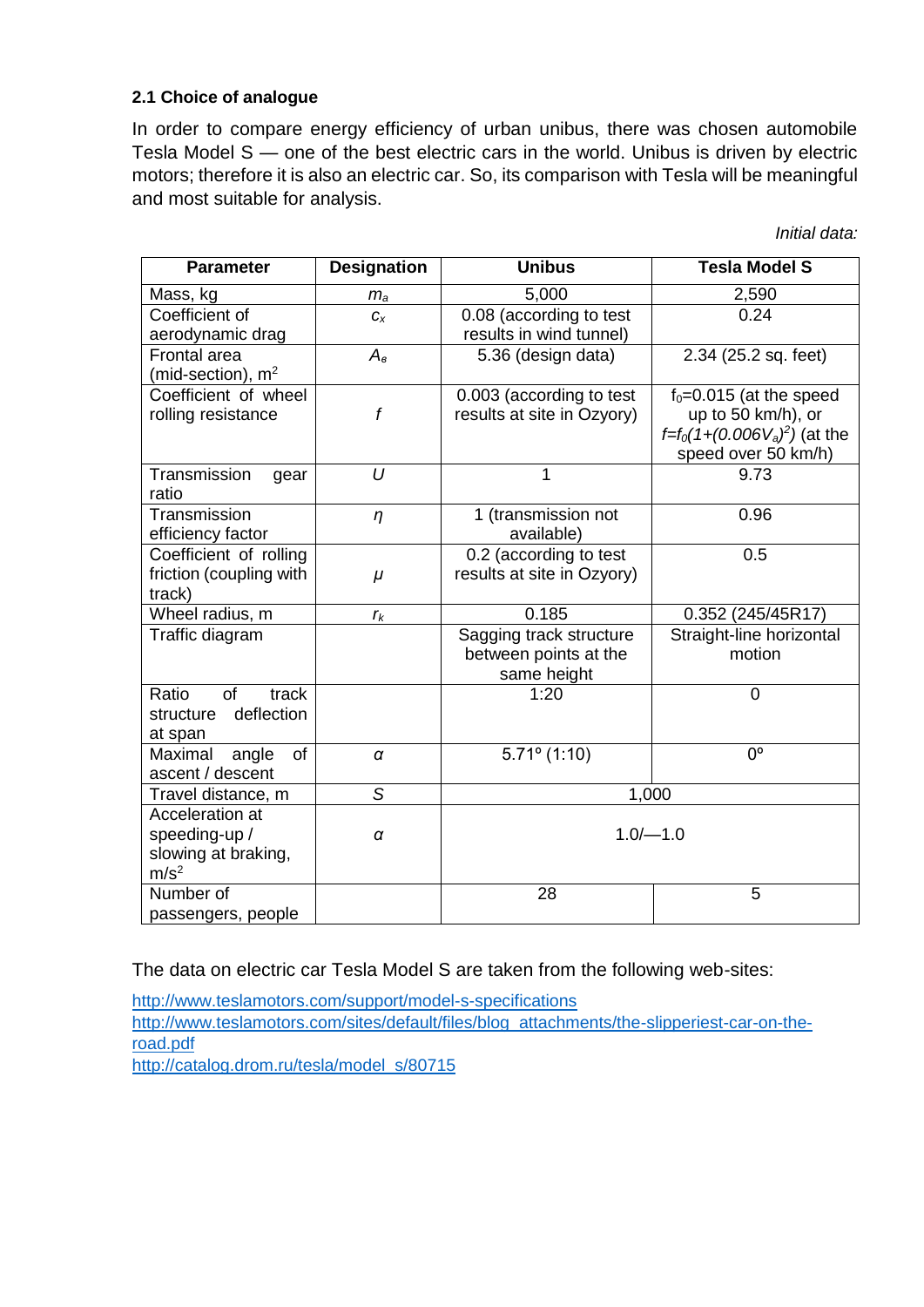### 2.1 Choice of analogue

In order to compare energy efficiency of urban unibus, there was chosen automobile Tesla Model S — one of the best electric cars in the world. Unibus is driven by electric motors; therefore it is also an electric car. So, its comparison with Tesla will be meaningful and most suitable for analysis.

*Initial data:*

| Parameter | Designation | Unibus | Tesla Model S |
|---|---|---|---|
| Mass, kg | $m_a$ | 5,000 | 2,590 |
| Coefficient of aerodynamic drag | $c_x$ | 0.08 (according to test results in wind tunnel) | 0.24 |
| Frontal area (mid-section), m$^2$ | $A_e$ | 5.36 (design data) | 2.34 (25.2 sq. feet) |
| Coefficient of wheel rolling resistance | $f$ | 0.003 (according to test results at site in Ozyory) | $f_0$=0.015 (at the speed up to 50 km/h), or $f=f_0(1+(0.006V_a)^2)$ (at the speed over 50 km/h) |
| Transmission gear ratio | $U$ | 1 | 9.73 |
| Transmission efficiency factor | $\eta$ | 1 (transmission not available) | 0.96 |
| Coefficient of rolling friction (coupling with track) | $\mu$ | 0.2 (according to test results at site in Ozyory) | 0.5 |
| Wheel radius, m | $r_k$ | 0.185 | 0.352 (245/45R17) |
| Traffic diagram | | Sagging track structure between points at the same height | Straight-line horizontal motion |
| Ratio of track structure deflection at span | | 1:20 | 0 |
| Maximal angle of ascent / descent | $\alpha$ | 5.71º (1:10) | 0º |
| Travel distance, m | $S$ | 1,000 | |
| Acceleration at speeding-up / slowing at braking, m/s$^2$ | $\alpha$ | 1.0/—1.0 | |
| Number of passengers, people | | 28 | 5 |

The data on electric car Tesla Model S are taken from the following web-sites:

http://www.teslamotors.com/support/model-s-specifications
http://www.teslamotors.com/sites/default/files/blog_attachments/the-slipperiest-car-on-the-road.pdf
http://catalog.drom.ru/tesla/model_s/80715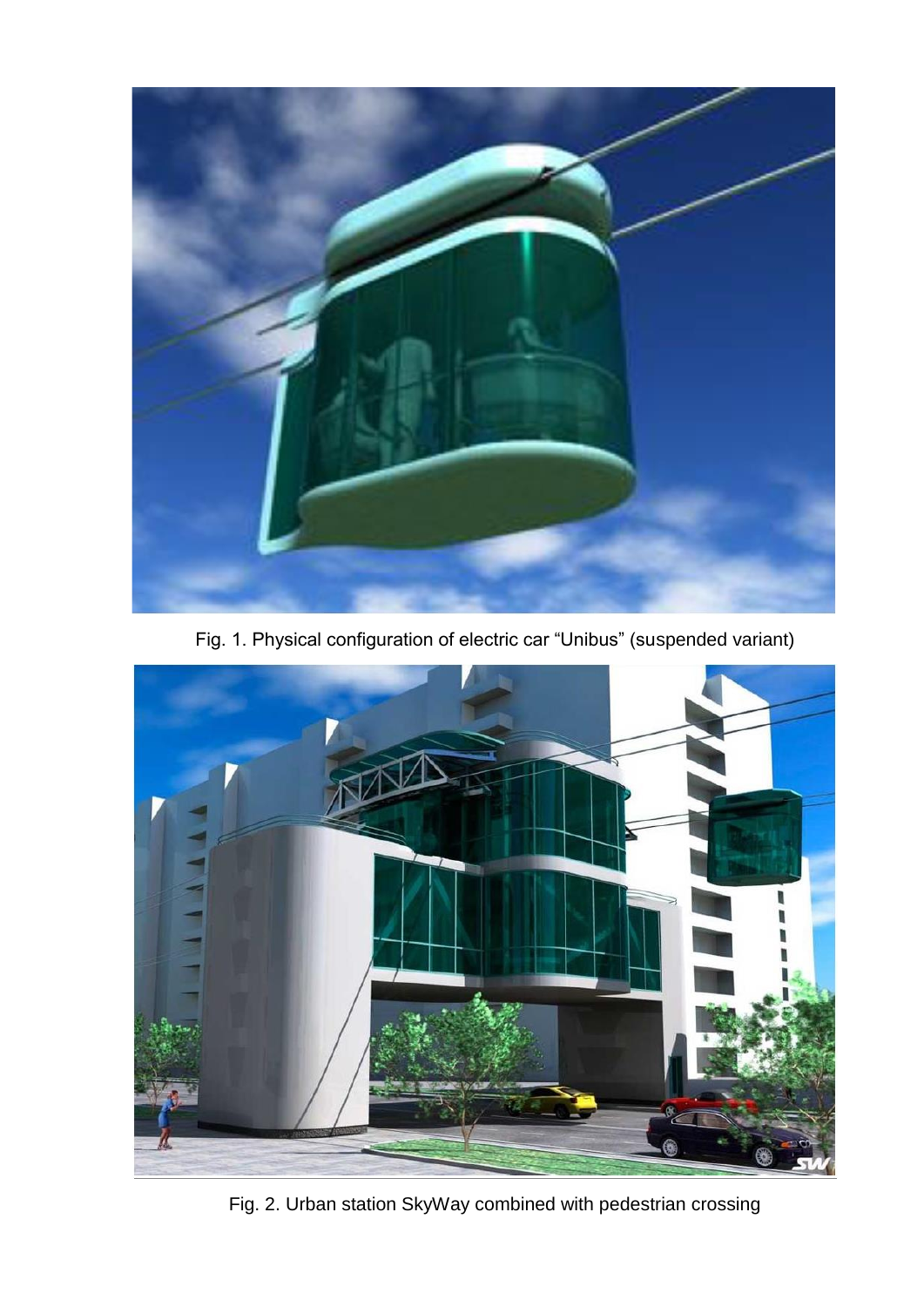Fig. 1. Physical configuration of electric car “Unibus” (suspended variant)

Fig. 2. Urban station SkyWay combined with pedestrian crossing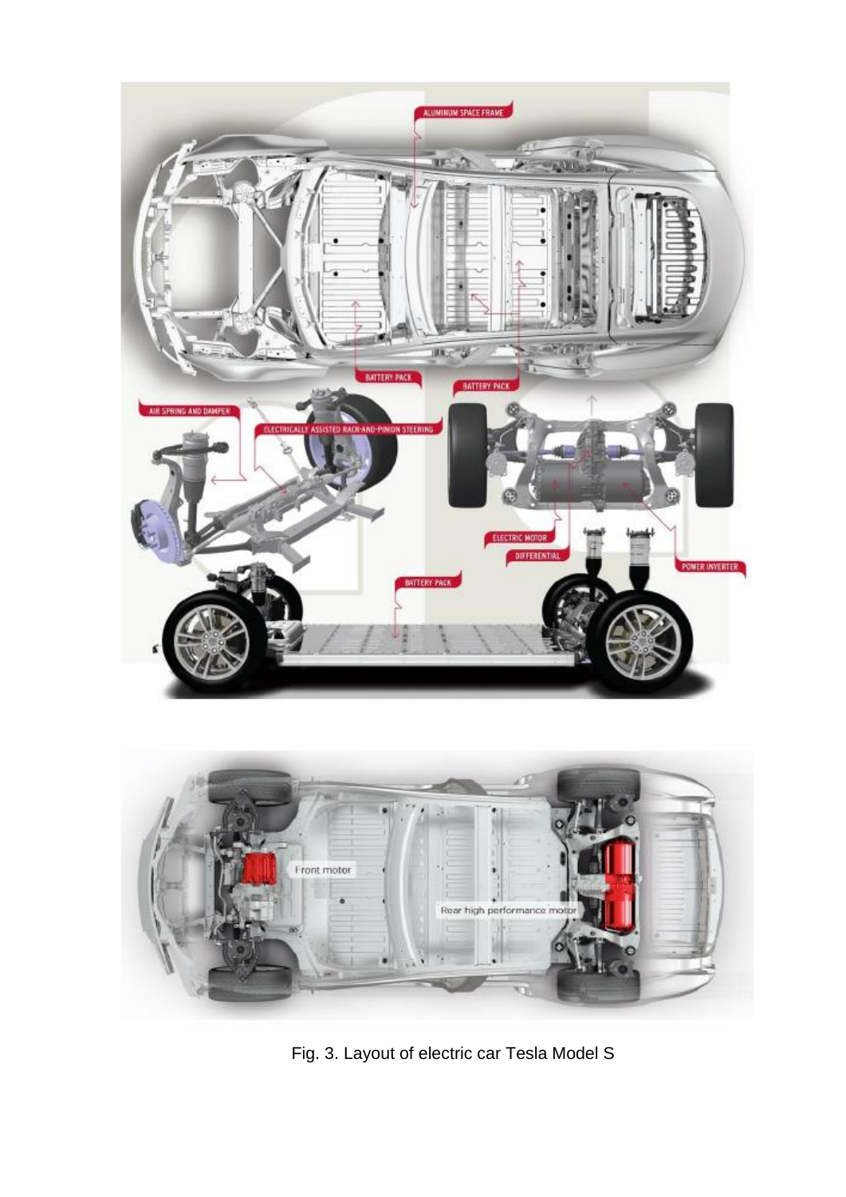Fig. 3. Layout of electric car Tesla Model S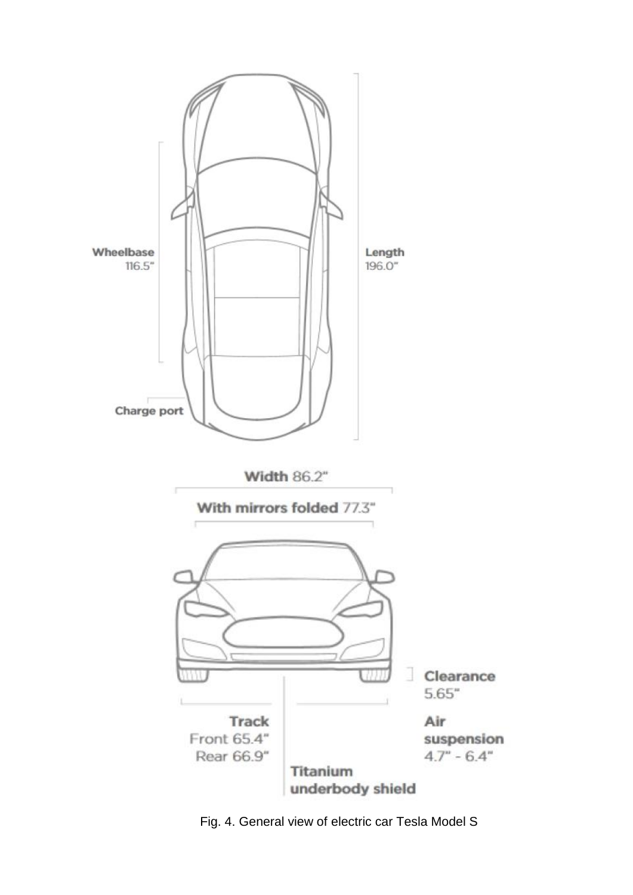Fig. 4. General view of electric car Tesla Model S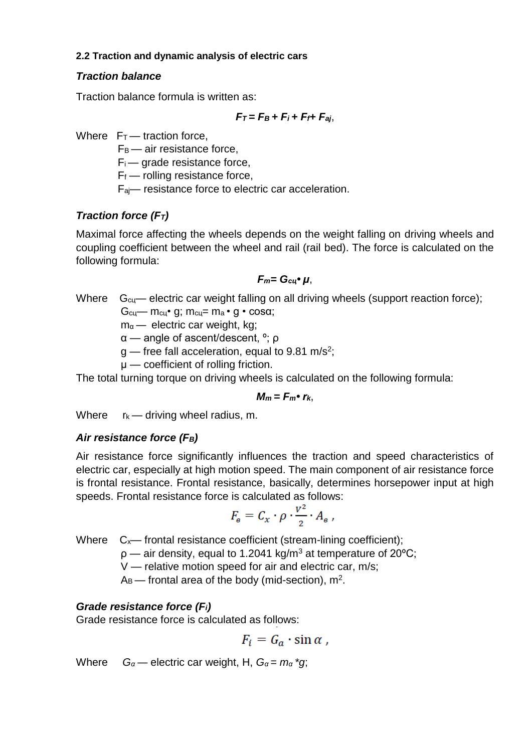### 2.2 Traction and dynamic analysis of electric cars

#### *Traction balance*

Traction balance formula is written as:

$$F_T = F_B + F_i + F_f + F_{aj},$$

Where $F_T$ — traction force,

$F_B$ — air resistance force,

$F_i$ — grade resistance force,

$F_f$ — rolling resistance force,

$F_{aj}$— resistance force to electric car acceleration.

#### *Traction force ($F_T$)*

Maximal force affecting the wheels depends on the weight falling on driving wheels and coupling coefficient between the wheel and rail (rail bed). The force is calculated on the following formula:

$$F_m = G_{сц} \cdot \mu,$$

Where $G_{сц}$— electric car weight falling on all driving wheels (support reaction force); $G_{сц}$— $m_{сц} \cdot g$; $m_{сц} = m_a \cdot g \cdot \cos\alpha$;

$m_a$ — electric car weight, kg;

$\alpha$ — angle of ascent/descent, º; ρ

$g$ — free fall acceleration, equal to 9.81 m/s$^2$;

$\mu$ — coefficient of rolling friction.

The total turning torque on driving wheels is calculated on the following formula:

$$M_m = F_m \cdot r_k,$$

Where $r_k$ — driving wheel radius, m.

#### *Air resistance force ($F_B$)*

Air resistance force significantly influences the traction and speed characteristics of electric car, especially at high motion speed. The main component of air resistance force is frontal resistance. Frontal resistance, basically, determines horsepower input at high speeds. Frontal resistance force is calculated as follows:

$$F_в = C_x \cdot \rho \cdot \frac{v^2}{2} \cdot A_в ,$$

Where $C_x$— frontal resistance coefficient (stream-lining coefficient);

ρ — air density, equal to 1.2041 kg/m$^3$ at temperature of 20ºC;

V — relative motion speed for air and electric car, m/s;

$A_B$ — frontal area of the body (mid-section), m$^2$.

#### *Grade resistance force ($F_i$)*

Grade resistance force is calculated as follows:

$$F_i = G_a \cdot \sin\alpha ,$$

Where $G_a$ — electric car weight, H, $G_a = m_a * g$;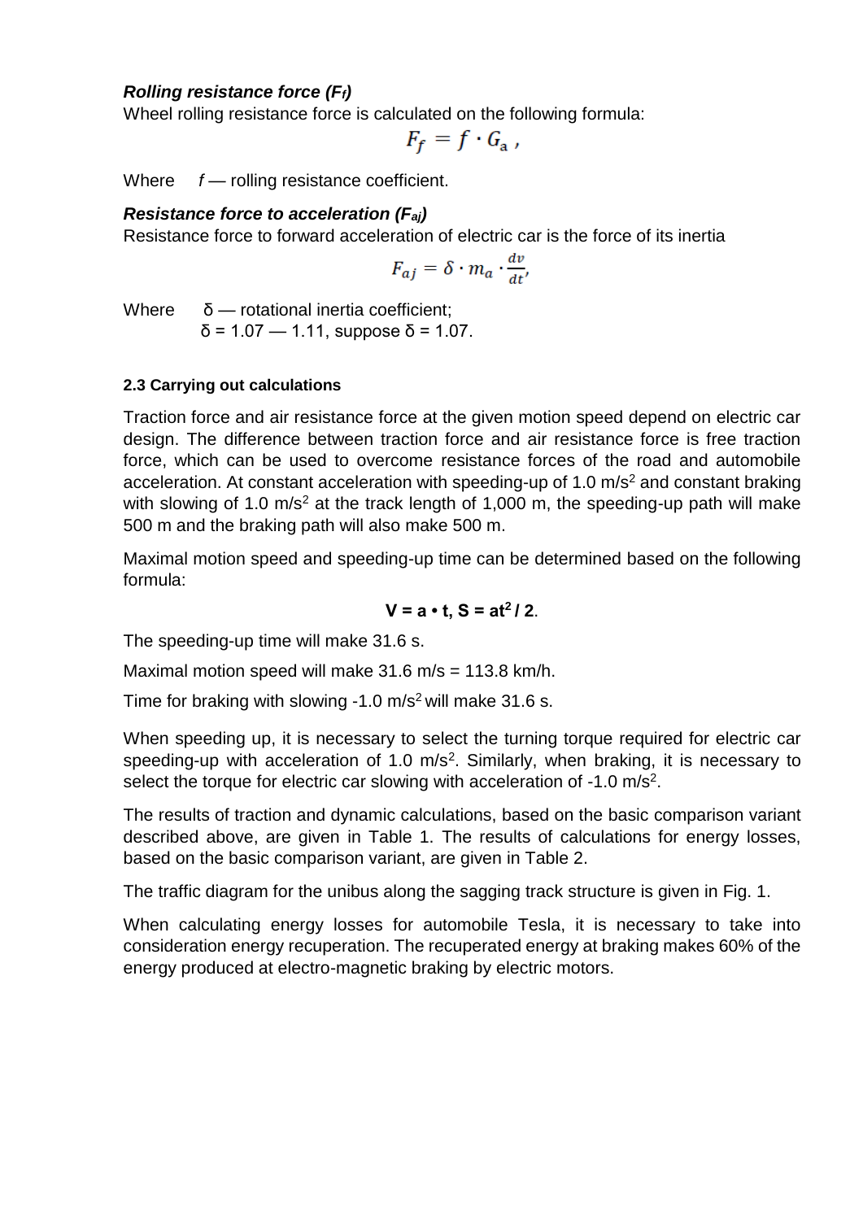***Rolling resistance force ($F_f$)***

Wheel rolling resistance force is calculated on the following formula:

$$F_f = f \cdot G_a \,,$$

Where $f$ — rolling resistance coefficient.

***Resistance force to acceleration ($F_{aj}$)***

Resistance force to forward acceleration of electric car is the force of its inertia

$$F_{aj} = \delta \cdot m_a \cdot \frac{dv}{dt},$$

Where δ — rotational inertia coefficient;
δ = 1.07 — 1.11, suppose δ = 1.07.

**2.3 Carrying out calculations**

Traction force and air resistance force at the given motion speed depend on electric car design. The difference between traction force and air resistance force is free traction force, which can be used to overcome resistance forces of the road and automobile acceleration. At constant acceleration with speeding-up of 1.0 $m/s^2$ and constant braking with slowing of 1.0 $m/s^2$ at the track length of 1,000 m, the speeding-up path will make 500 m and the braking path will also make 500 m.

Maximal motion speed and speeding-up time can be determined based on the following formula:

$$\mathbf{V = a \cdot t, \; S = at^2 / 2}.$$

The speeding-up time will make 31.6 s.

Maximal motion speed will make 31.6 m/s = 113.8 km/h.

Time for braking with slowing -1.0 $m/s^2$ will make 31.6 s.

When speeding up, it is necessary to select the turning torque required for electric car speeding-up with acceleration of 1.0 $m/s^2$. Similarly, when braking, it is necessary to select the torque for electric car slowing with acceleration of -1.0 $m/s^2$.

The results of traction and dynamic calculations, based on the basic comparison variant described above, are given in Table 1. The results of calculations for energy losses, based on the basic comparison variant, are given in Table 2.

The traffic diagram for the unibus along the sagging track structure is given in Fig. 1.

When calculating energy losses for automobile Tesla, it is necessary to take into consideration energy recuperation. The recuperated energy at braking makes 60% of the energy produced at electro-magnetic braking by electric motors.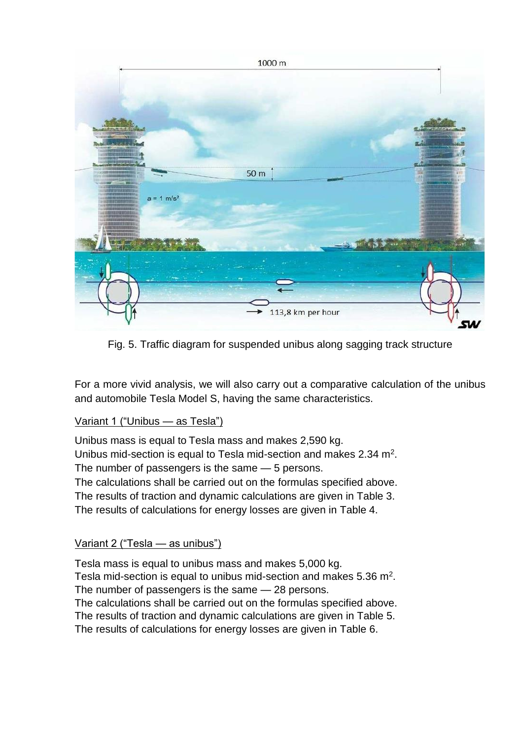Fig. 5. Traffic diagram for suspended unibus along sagging track structure

For a more vivid analysis, we will also carry out a comparative calculation of the unibus and automobile Tesla Model S, having the same characteristics.

Variant 1 (“Unibus — as Tesla”)

Unibus mass is equal to Tesla mass and makes 2,590 kg.
Unibus mid-section is equal to Tesla mid-section and makes 2.34 $m^2$.
The number of passengers is the same — 5 persons.
The calculations shall be carried out on the formulas specified above.
The results of traction and dynamic calculations are given in Table 3.
The results of calculations for energy losses are given in Table 4.

Variant 2 (“Tesla — as unibus”)

Tesla mass is equal to unibus mass and makes 5,000 kg.
Tesla mid-section is equal to unibus mid-section and makes 5.36 $m^2$.
The number of passengers is the same — 28 persons.
The calculations shall be carried out on the formulas specified above.
The results of traction and dynamic calculations are given in Table 5.
The results of calculations for energy losses are given in Table 6.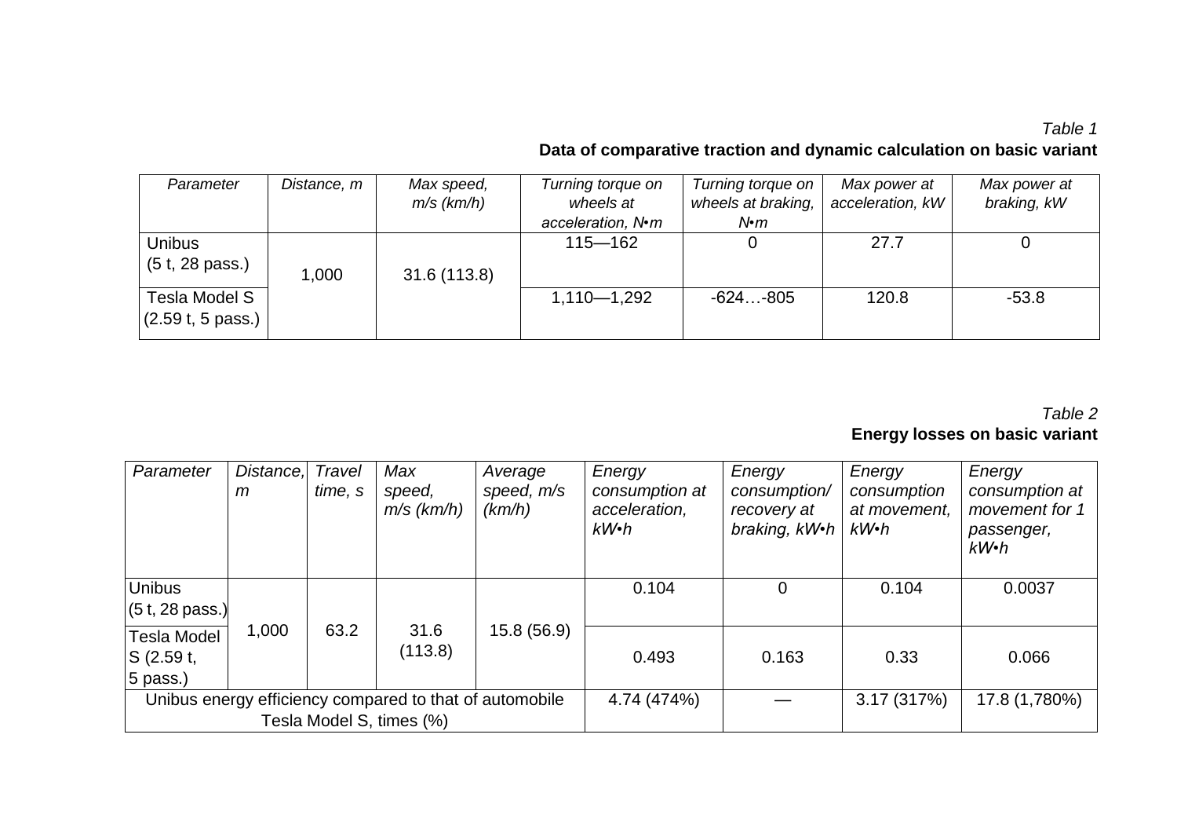*Table 1*

**Data of comparative traction and dynamic calculation on basic variant**

| *Parameter* | *Distance, m* | *Max speed, m/s (km/h)* | *Turning torque on wheels at acceleration, N•m* | *Turning torque on wheels at braking, N•m* | *Max power at acceleration, kW* | *Max power at braking, kW* |
|---|---|---|---|---|---|---|
| Unibus (5 t, 28 pass.) | 1,000 | 31.6 (113.8) | 115—162 | 0 | 27.7 | 0 |
| Tesla Model S (2.59 t, 5 pass.) | | | 1,110—1,292 | -624…-805 | 120.8 | -53.8 |

*Table 2*

**Energy losses on basic variant**

| *Parameter* | *Distance, m* | *Travel time, s* | *Max speed, m/s (km/h)* | *Average speed, m/s (km/h)* | *Energy consumption at acceleration, kW•h* | *Energy consumption/ recovery at braking, kW•h* | *Energy consumption at movement, kW•h* | *Energy consumption at movement for 1 passenger, kW•h* |
|---|---|---|---|---|---|---|---|---|
| Unibus (5 t, 28 pass.) | 1,000 | 63.2 | 31.6 (113.8) | 15.8 (56.9) | 0.104 | 0 | 0.104 | 0.0037 |
| Tesla Model S (2.59 t, 5 pass.) | | | | | 0.493 | 0.163 | 0.33 | 0.066 |
| Unibus energy efficiency compared to that of automobile Tesla Model S, times (%) | | | | | 4.74 (474%) | — | 3.17 (317%) | 17.8 (1,780%) |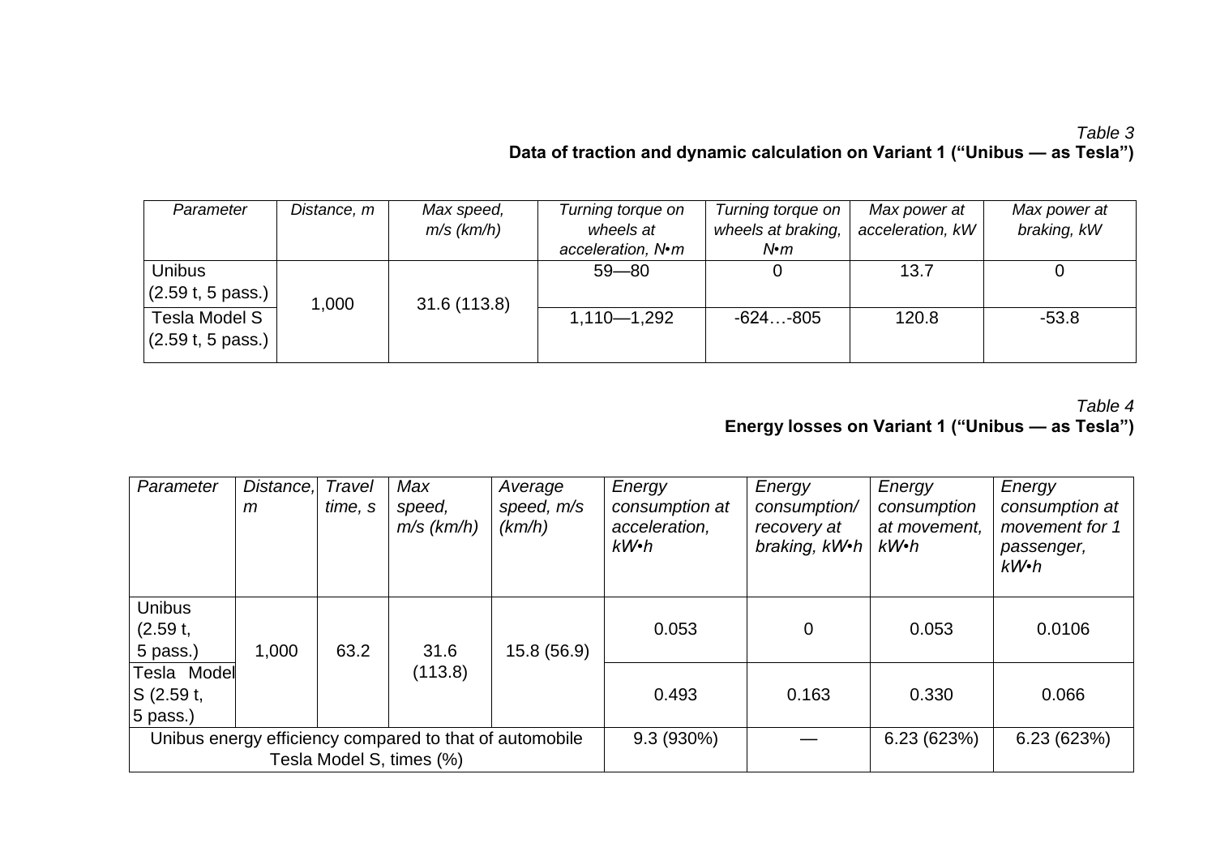*Table 3*

**Data of traction and dynamic calculation on Variant 1 (“Unibus — as Tesla”)**

| *Parameter* | *Distance, m* | *Max speed, m/s (km/h)* | *Turning torque on wheels at acceleration, N•m* | *Turning torque on wheels at braking, N•m* | *Max power at acceleration, kW* | *Max power at braking, kW* |
|---|---|---|---|---|---|---|
| Unibus (2.59 t, 5 pass.) | 1,000 | 31.6 (113.8) | 59—80 | 0 | 13.7 | 0 |
| Tesla Model S (2.59 t, 5 pass.) | | | 1,110—1,292 | -624…-805 | 120.8 | -53.8 |

*Table 4*

**Energy losses on Variant 1 (“Unibus — as Tesla”)**

| *Parameter* | *Distance, m* | *Travel time, s* | *Max speed, m/s (km/h)* | *Average speed, m/s (km/h)* | *Energy consumption at acceleration, kW•h* | *Energy consumption/ recovery at braking, kW•h* | *Energy consumption at movement, kW•h* | *Energy consumption at movement for 1 passenger, kW•h* |
|---|---|---|---|---|---|---|---|---|
| Unibus (2.59 t, 5 pass.) | 1,000 | 63.2 | 31.6 (113.8) | 15.8 (56.9) | 0.053 | 0 | 0.053 | 0.0106 |
| Tesla Model S (2.59 t, 5 pass.) | | | | | 0.493 | 0.163 | 0.330 | 0.066 |
| Unibus energy efficiency compared to that of automobile Tesla Model S, times (%) | | | | | 9.3 (930%) | — | 6.23 (623%) | 6.23 (623%) |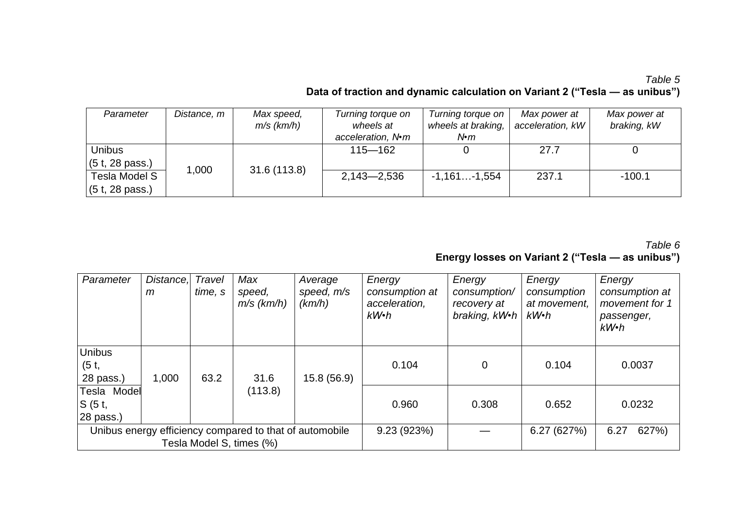*Table 5*

**Data of traction and dynamic calculation on Variant 2 ("Tesla — as unibus")**

| *Parameter* | *Distance, m* | *Max speed, m/s (km/h)* | *Turning torque on wheels at acceleration, N•m* | *Turning torque on wheels at braking, N•m* | *Max power at acceleration, kW* | *Max power at braking, kW* |
|---|---|---|---|---|---|---|
| Unibus (5 t, 28 pass.) | 1,000 | 31.6 (113.8) | 115—162 | 0 | 27.7 | 0 |
| Tesla Model S (5 t, 28 pass.) | | | 2,143—2,536 | -1,161…-1,554 | 237.1 | -100.1 |

*Table 6*

**Energy losses on Variant 2 ("Tesla — as unibus")**

| *Parameter* | *Distance, m* | *Travel time, s* | *Max speed, m/s (km/h)* | *Average speed, m/s (km/h)* | *Energy consumption at acceleration, kW•h* | *Energy consumption/ recovery at braking, kW•h* | *Energy consumption at movement, kW•h* | *Energy consumption at movement for 1 passenger, kW•h* |
|---|---|---|---|---|---|---|---|---|
| Unibus (5 t, 28 pass.) | 1,000 | 63.2 | 31.6 (113.8) | 15.8 (56.9) | 0.104 | 0 | 0.104 | 0.0037 |
| Tesla Model S (5 t, 28 pass.) | | | | | 0.960 | 0.308 | 0.652 | 0.0232 |
| Unibus energy efficiency compared to that of automobile Tesla Model S, times (%) | | | | | 9.23 (923%) | — | 6.27 (627%) | 6.27 627%) |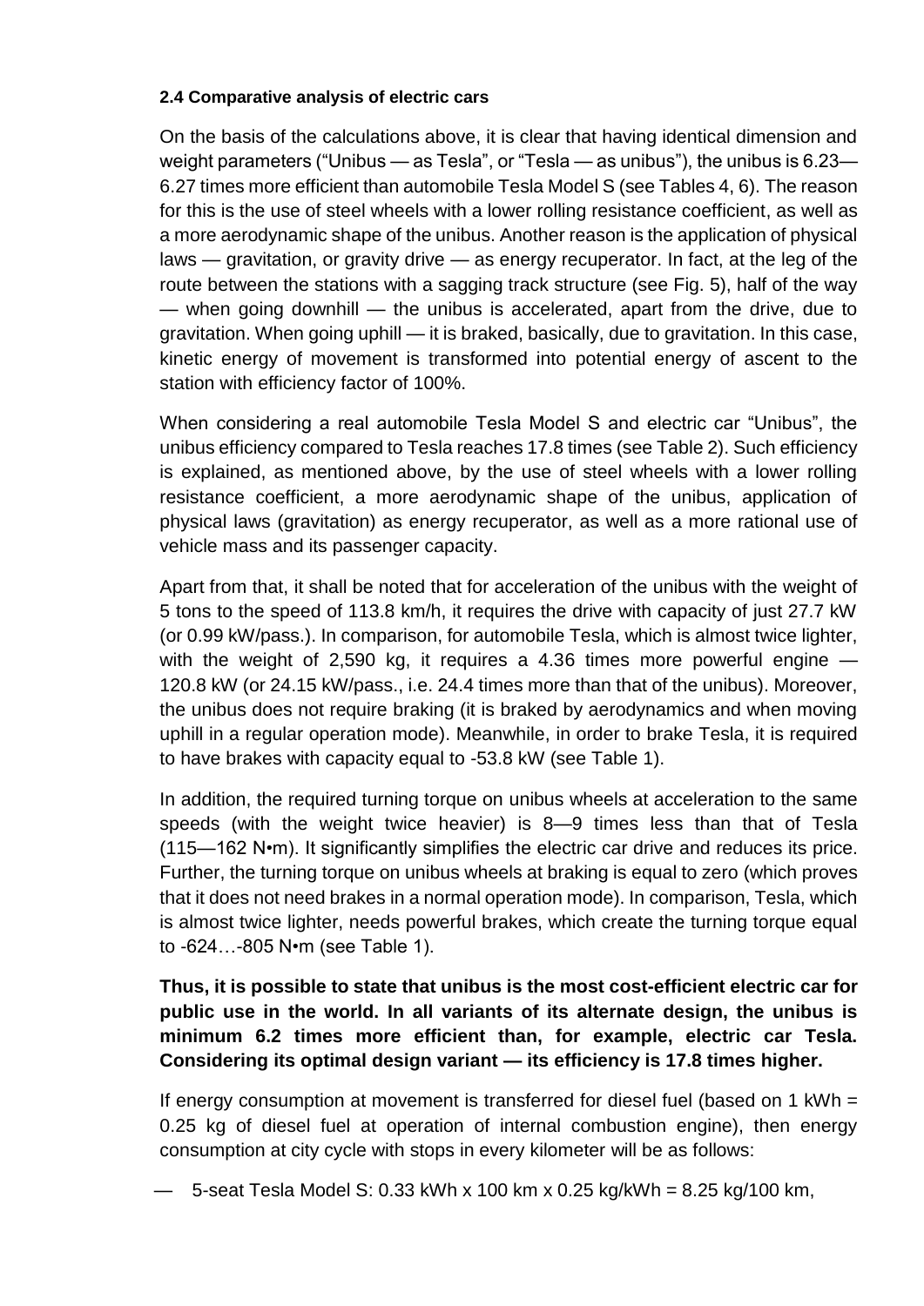**2.4 Comparative analysis of electric cars**

On the basis of the calculations above, it is clear that having identical dimension and weight parameters ("Unibus — as Tesla", or "Tesla — as unibus"), the unibus is 6.23—6.27 times more efficient than automobile Tesla Model S (see Tables 4, 6). The reason for this is the use of steel wheels with a lower rolling resistance coefficient, as well as a more aerodynamic shape of the unibus. Another reason is the application of physical laws — gravitation, or gravity drive — as energy recuperator. In fact, at the leg of the route between the stations with a sagging track structure (see Fig. 5), half of the way — when going downhill — the unibus is accelerated, apart from the drive, due to gravitation. When going uphill — it is braked, basically, due to gravitation. In this case, kinetic energy of movement is transformed into potential energy of ascent to the station with efficiency factor of 100%.

When considering a real automobile Tesla Model S and electric car "Unibus", the unibus efficiency compared to Tesla reaches 17.8 times (see Table 2). Such efficiency is explained, as mentioned above, by the use of steel wheels with a lower rolling resistance coefficient, a more aerodynamic shape of the unibus, application of physical laws (gravitation) as energy recuperator, as well as a more rational use of vehicle mass and its passenger capacity.

Apart from that, it shall be noted that for acceleration of the unibus with the weight of 5 tons to the speed of 113.8 km/h, it requires the drive with capacity of just 27.7 kW (or 0.99 kW/pass.). In comparison, for automobile Tesla, which is almost twice lighter, with the weight of 2,590 kg, it requires a 4.36 times more powerful engine — 120.8 kW (or 24.15 kW/pass., i.e. 24.4 times more than that of the unibus). Moreover, the unibus does not require braking (it is braked by aerodynamics and when moving uphill in a regular operation mode). Meanwhile, in order to brake Tesla, it is required to have brakes with capacity equal to -53.8 kW (see Table 1).

In addition, the required turning torque on unibus wheels at acceleration to the same speeds (with the weight twice heavier) is 8—9 times less than that of Tesla (115—162 N•m). It significantly simplifies the electric car drive and reduces its price. Further, the turning torque on unibus wheels at braking is equal to zero (which proves that it does not need brakes in a normal operation mode). In comparison, Tesla, which is almost twice lighter, needs powerful brakes, which create the turning torque equal to -624…-805 N•m (see Table 1).

**Thus, it is possible to state that unibus is the most cost-efficient electric car for public use in the world. In all variants of its alternate design, the unibus is minimum 6.2 times more efficient than, for example, electric car Tesla. Considering its optimal design variant — its efficiency is 17.8 times higher.**

If energy consumption at movement is transferred for diesel fuel (based on 1 kWh = 0.25 kg of diesel fuel at operation of internal combustion engine), then energy consumption at city cycle with stops in every kilometer will be as follows:

— 5-seat Tesla Model S: 0.33 kWh x 100 km x 0.25 kg/kWh = 8.25 kg/100 km,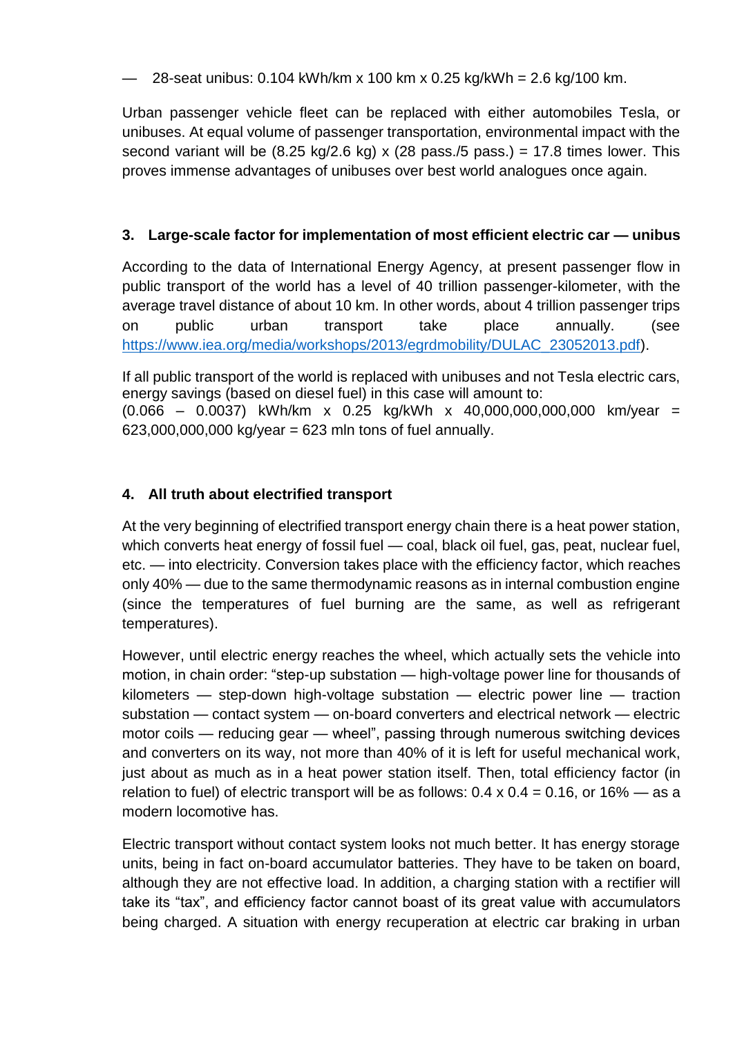— 28-seat unibus: 0.104 kWh/km x 100 km x 0.25 kg/kWh = 2.6 kg/100 km.

Urban passenger vehicle fleet can be replaced with either automobiles Tesla, or unibuses. At equal volume of passenger transportation, environmental impact with the second variant will be (8.25 kg/2.6 kg) x (28 pass./5 pass.) = 17.8 times lower. This proves immense advantages of unibuses over best world analogues once again.

## 3. Large-scale factor for implementation of most efficient electric car — unibus

According to the data of International Energy Agency, at present passenger flow in public transport of the world has a level of 40 trillion passenger-kilometer, with the average travel distance of about 10 km. In other words, about 4 trillion passenger trips on public urban transport take place annually. (see [https://www.iea.org/media/workshops/2013/egrdmobility/DULAC_23052013.pdf](https://www.iea.org/media/workshops/2013/egrdmobility/DULAC_23052013.pdf)).

If all public transport of the world is replaced with unibuses and not Tesla electric cars, energy savings (based on diesel fuel) in this case will amount to:
(0.066 – 0.0037) kWh/km x 0.25 kg/kWh x 40,000,000,000,000 km/year = 623,000,000,000 kg/year = 623 mln tons of fuel annually.

## 4. All truth about electrified transport

At the very beginning of electrified transport energy chain there is a heat power station, which converts heat energy of fossil fuel — coal, black oil fuel, gas, peat, nuclear fuel, etc. — into electricity. Conversion takes place with the efficiency factor, which reaches only 40% — due to the same thermodynamic reasons as in internal combustion engine (since the temperatures of fuel burning are the same, as well as refrigerant temperatures).

However, until electric energy reaches the wheel, which actually sets the vehicle into motion, in chain order: "step-up substation — high-voltage power line for thousands of kilometers — step-down high-voltage substation — electric power line — traction substation — contact system — on-board converters and electrical network — electric motor coils — reducing gear — wheel", passing through numerous switching devices and converters on its way, not more than 40% of it is left for useful mechanical work, just about as much as in a heat power station itself. Then, total efficiency factor (in relation to fuel) of electric transport will be as follows: 0.4 x 0.4 = 0.16, or 16% — as a modern locomotive has.

Electric transport without contact system looks not much better. It has energy storage units, being in fact on-board accumulator batteries. They have to be taken on board, although they are not effective load. In addition, a charging station with a rectifier will take its "tax", and efficiency factor cannot boast of its great value with accumulators being charged. A situation with energy recuperation at electric car braking in urban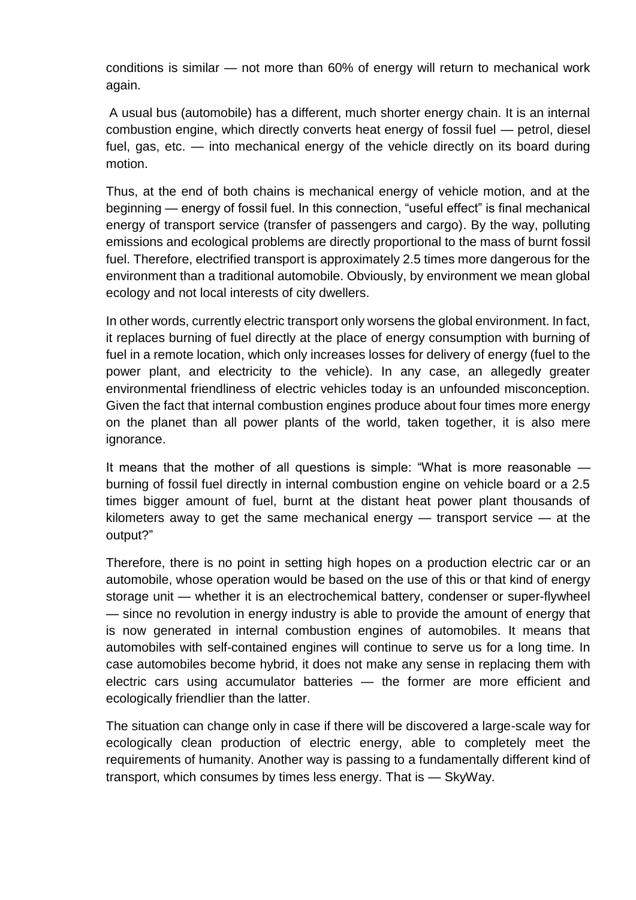conditions is similar — not more than 60% of energy will return to mechanical work again.

A usual bus (automobile) has a different, much shorter energy chain. It is an internal combustion engine, which directly converts heat energy of fossil fuel — petrol, diesel fuel, gas, etc. — into mechanical energy of the vehicle directly on its board during motion.

Thus, at the end of both chains is mechanical energy of vehicle motion, and at the beginning — energy of fossil fuel. In this connection, "useful effect" is final mechanical energy of transport service (transfer of passengers and cargo). By the way, polluting emissions and ecological problems are directly proportional to the mass of burnt fossil fuel. Therefore, electrified transport is approximately 2.5 times more dangerous for the environment than a traditional automobile. Obviously, by environment we mean global ecology and not local interests of city dwellers.

In other words, currently electric transport only worsens the global environment. In fact, it replaces burning of fuel directly at the place of energy consumption with burning of fuel in a remote location, which only increases losses for delivery of energy (fuel to the power plant, and electricity to the vehicle). In any case, an allegedly greater environmental friendliness of electric vehicles today is an unfounded misconception. Given the fact that internal combustion engines produce about four times more energy on the planet than all power plants of the world, taken together, it is also mere ignorance.

It means that the mother of all questions is simple: "What is more reasonable — burning of fossil fuel directly in internal combustion engine on vehicle board or a 2.5 times bigger amount of fuel, burnt at the distant heat power plant thousands of kilometers away to get the same mechanical energy — transport service — at the output?"

Therefore, there is no point in setting high hopes on a production electric car or an automobile, whose operation would be based on the use of this or that kind of energy storage unit — whether it is an electrochemical battery, condenser or super-flywheel — since no revolution in energy industry is able to provide the amount of energy that is now generated in internal combustion engines of automobiles. It means that automobiles with self-contained engines will continue to serve us for a long time. In case automobiles become hybrid, it does not make any sense in replacing them with electric cars using accumulator batteries — the former are more efficient and ecologically friendlier than the latter.

The situation can change only in case if there will be discovered a large-scale way for ecologically clean production of electric energy, able to completely meet the requirements of humanity. Another way is passing to a fundamentally different kind of transport, which consumes by times less energy. That is — SkyWay.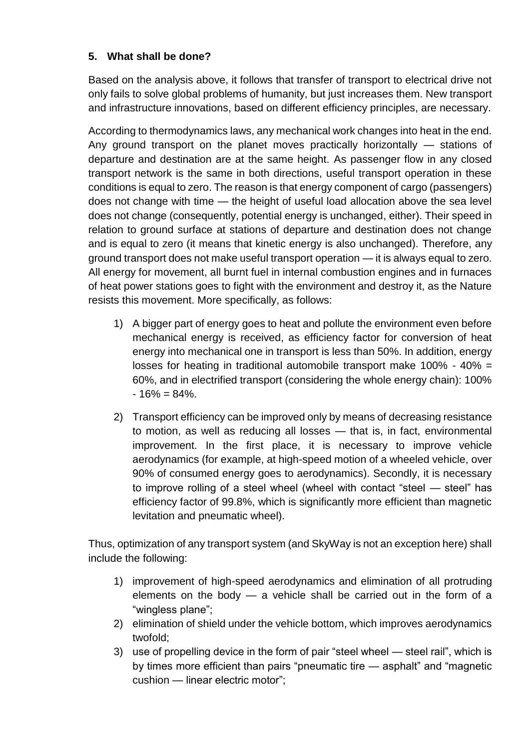## 5. What shall be done?

Based on the analysis above, it follows that transfer of transport to electrical drive not only fails to solve global problems of humanity, but just increases them. New transport and infrastructure innovations, based on different efficiency principles, are necessary.

According to thermodynamics laws, any mechanical work changes into heat in the end. Any ground transport on the planet moves practically horizontally — stations of departure and destination are at the same height. As passenger flow in any closed transport network is the same in both directions, useful transport operation in these conditions is equal to zero. The reason is that energy component of cargo (passengers) does not change with time — the height of useful load allocation above the sea level does not change (consequently, potential energy is unchanged, either). Their speed in relation to ground surface at stations of departure and destination does not change and is equal to zero (it means that kinetic energy is also unchanged). Therefore, any ground transport does not make useful transport operation — it is always equal to zero. All energy for movement, all burnt fuel in internal combustion engines and in furnaces of heat power stations goes to fight with the environment and destroy it, as the Nature resists this movement. More specifically, as follows:

1) A bigger part of energy goes to heat and pollute the environment even before mechanical energy is received, as efficiency factor for conversion of heat energy into mechanical one in transport is less than 50%. In addition, energy losses for heating in traditional automobile transport make 100% - 40% = 60%, and in electrified transport (considering the whole energy chain): 100% - 16% = 84%.
2) Transport efficiency can be improved only by means of decreasing resistance to motion, as well as reducing all losses — that is, in fact, environmental improvement. In the first place, it is necessary to improve vehicle aerodynamics (for example, at high-speed motion of a wheeled vehicle, over 90% of consumed energy goes to aerodynamics). Secondly, it is necessary to improve rolling of a steel wheel (wheel with contact "steel — steel" has efficiency factor of 99.8%, which is significantly more efficient than magnetic levitation and pneumatic wheel).

Thus, optimization of any transport system (and SkyWay is not an exception here) shall include the following:

1) improvement of high-speed aerodynamics and elimination of all protruding elements on the body — a vehicle shall be carried out in the form of a "wingless plane";
2) elimination of shield under the vehicle bottom, which improves aerodynamics twofold;
3) use of propelling device in the form of pair "steel wheel — steel rail", which is by times more efficient than pairs "pneumatic tire — asphalt" and "magnetic cushion — linear electric motor";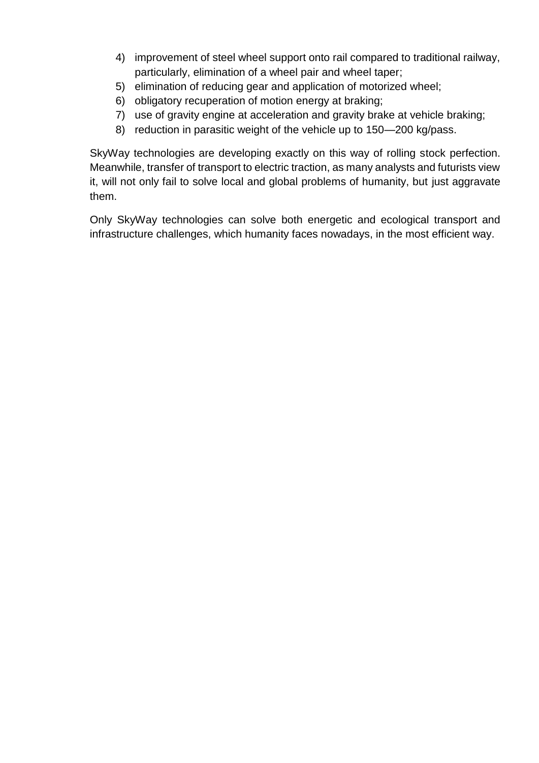4) improvement of steel wheel support onto rail compared to traditional railway, particularly, elimination of a wheel pair and wheel taper;
5) elimination of reducing gear and application of motorized wheel;
6) obligatory recuperation of motion energy at braking;
7) use of gravity engine at acceleration and gravity brake at vehicle braking;
8) reduction in parasitic weight of the vehicle up to 150—200 kg/pass.

SkyWay technologies are developing exactly on this way of rolling stock perfection. Meanwhile, transfer of transport to electric traction, as many analysts and futurists view it, will not only fail to solve local and global problems of humanity, but just aggravate them.

Only SkyWay technologies can solve both energetic and ecological transport and infrastructure challenges, which humanity faces nowadays, in the most efficient way.